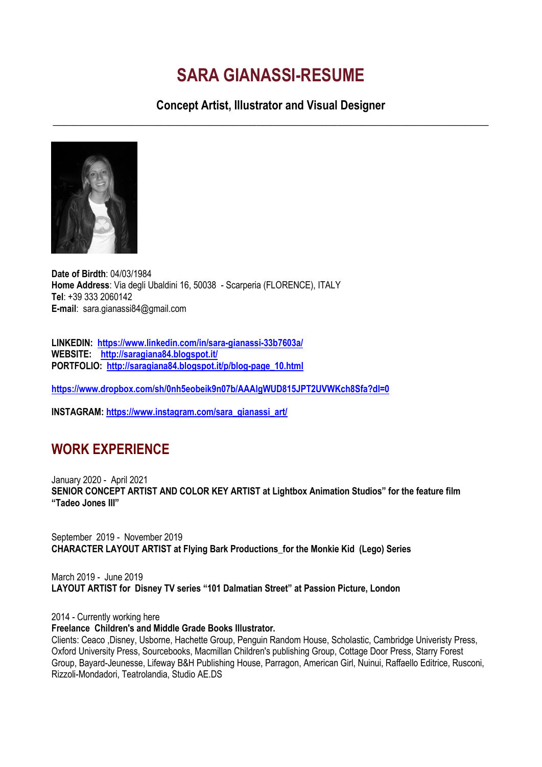# SARA GIANASSI-RESUME

### Concept Artist, Illustrator and Visual Designer

---

**Date of Birdth**: 04/03/1984
**Home Address**: Via degli Ubaldini 16, 50038 - Scarperia (FLORENCE), ITALY
**Tel**: +39 333 2060142
**E-mail**: sara.gianassi84@gmail.com

**LINKEDIN:** **https://www.linkedin.com/in/sara-gianassi-33b7603a/**
**WEBSITE:** **http://saragiana84.blogspot.it/**
**PORTFOLIO:** **http://saragiana84.blogspot.it/p/blog-page_10.html**

**https://www.dropbox.com/sh/0nh5eobeik9n07b/AAAlgWUD815JPT2UVWKch8Sfa?dl=0**

**INSTAGRAM:** **https://www.instagram.com/sara_gianassi_art/**

## WORK EXPERIENCE

January 2020 - April 2021
**SENIOR CONCEPT ARTIST AND COLOR KEY ARTIST at Lightbox Animation Studios" for the feature film "Tadeo Jones III"**

September 2019 - November 2019
**CHARACTER LAYOUT ARTIST at Flying Bark Productions_for the Monkie Kid (Lego) Series**

March 2019 - June 2019
**LAYOUT ARTIST for Disney TV series "101 Dalmatian Street" at Passion Picture, London**

2014 - Currently working here
**Freelance Children's and Middle Grade Books Illustrator.**
Clients: Ceaco ,Disney, Usborne, Hachette Group, Penguin Random House, Scholastic, Cambridge Univeristy Press, Oxford University Press, Sourcebooks, Macmillan Children's publishing Group, Cottage Door Press, Starry Forest Group, Bayard-Jeunesse, Lifeway B&H Publishing House, Parragon, American Girl, Nuinui, Raffaello Editrice, Rusconi, Rizzoli-Mondadori, Teatrolandia, Studio AE.DS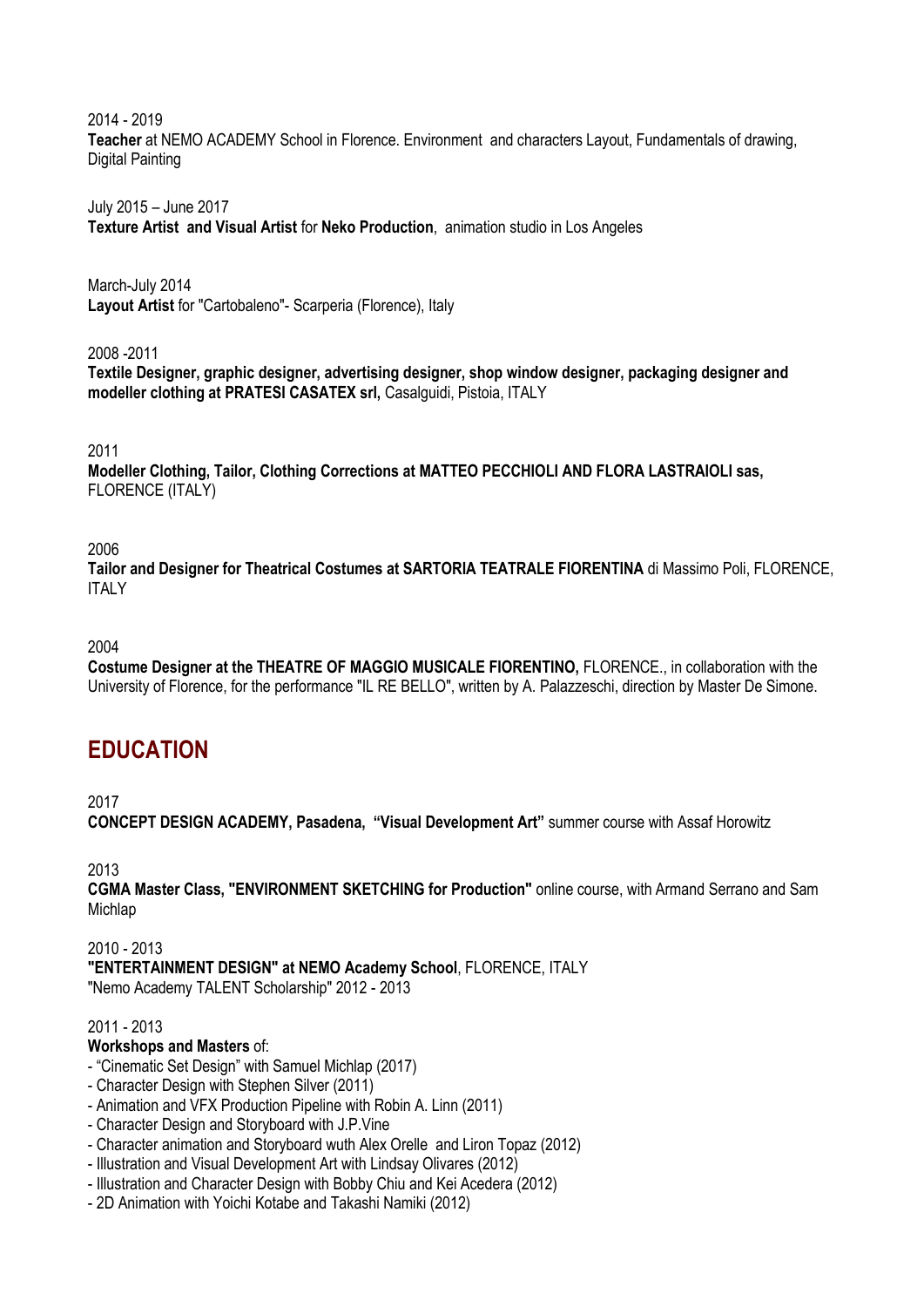2014 - 2019
**Teacher** at NEMO ACADEMY School in Florence. Environment and characters Layout, Fundamentals of drawing, Digital Painting

July 2015 – June 2017
**Texture Artist and Visual Artist** for **Neko Production**, animation studio in Los Angeles

March-July 2014
**Layout Artist** for "Cartobaleno"- Scarperia (Florence), Italy

2008 -2011
**Textile Designer, graphic designer, advertising designer, shop window designer, packaging designer and modeller clothing at PRATESI CASATEX srl,** Casalguidi, Pistoia, ITALY

2011
**Modeller Clothing, Tailor, Clothing Corrections at MATTEO PECCHIOLI AND FLORA LASTRAIOLI sas,** FLORENCE (ITALY)

2006
**Tailor and Designer for Theatrical Costumes at SARTORIA TEATRALE FIORENTINA** di Massimo Poli, FLORENCE, ITALY

2004
**Costume Designer at the THEATRE OF MAGGIO MUSICALE FIORENTINO,** FLORENCE., in collaboration with the University of Florence, for the performance "IL RE BELLO", written by A. Palazzeschi, direction by Master De Simone.

## EDUCATION

2017
**CONCEPT DESIGN ACADEMY, Pasadena, "Visual Development Art"** summer course with Assaf Horowitz

2013
**CGMA Master Class, "ENVIRONMENT SKETCHING for Production"** online course, with Armand Serrano and Sam Michlap

2010 - 2013
**"ENTERTAINMENT DESIGN" at NEMO Academy School**, FLORENCE, ITALY
"Nemo Academy TALENT Scholarship" 2012 - 2013

2011 - 2013
**Workshops and Masters** of:
- "Cinematic Set Design" with Samuel Michlap (2017)
- Character Design with Stephen Silver (2011)
- Animation and VFX Production Pipeline with Robin A. Linn (2011)
- Character Design and Storyboard with J.P.Vine
- Character animation and Storyboard wuth Alex Orelle and Liron Topaz (2012)
- Illustration and Visual Development Art with Lindsay Olivares (2012)
- Illustration and Character Design with Bobby Chiu and Kei Acedera (2012)
- 2D Animation with Yoichi Kotabe and Takashi Namiki (2012)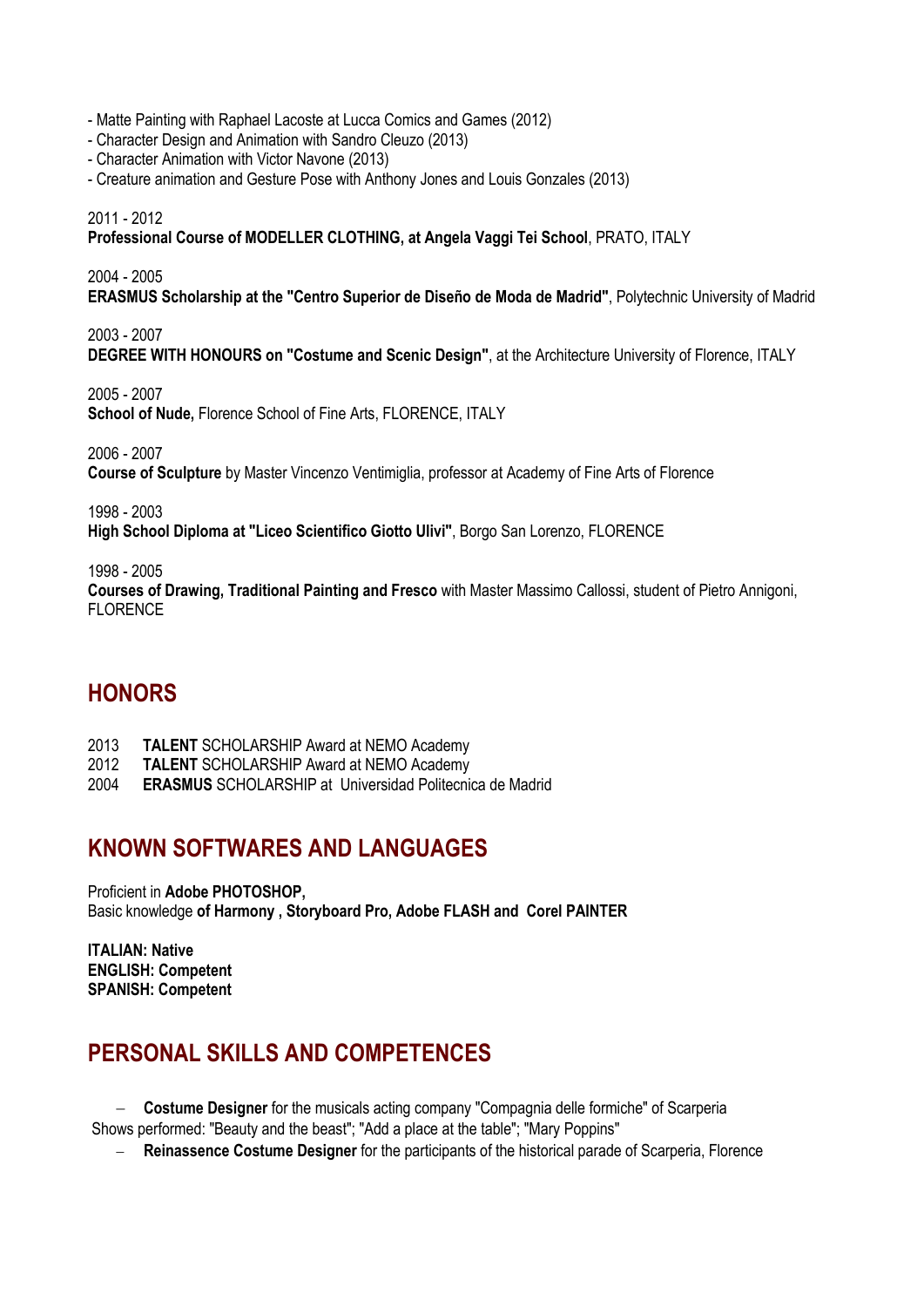- Matte Painting with Raphael Lacoste at Lucca Comics and Games (2012)
- Character Design and Animation with Sandro Cleuzo (2013)
- Character Animation with Victor Navone (2013)
- Creature animation and Gesture Pose with Anthony Jones and Louis Gonzales (2013)

2011 - 2012
**Professional Course of MODELLER CLOTHING, at Angela Vaggi Tei School**, PRATO, ITALY

2004 - 2005
**ERASMUS Scholarship at the "Centro Superior de Diseño de Moda de Madrid"**, Polytechnic University of Madrid

2003 - 2007
**DEGREE WITH HONOURS on "Costume and Scenic Design"**, at the Architecture University of Florence, ITALY

2005 - 2007
**School of Nude,** Florence School of Fine Arts, FLORENCE, ITALY

2006 - 2007
**Course of Sculpture** by Master Vincenzo Ventimiglia, professor at Academy of Fine Arts of Florence

1998 - 2003
**High School Diploma at "Liceo Scientifico Giotto Ulivi"**, Borgo San Lorenzo, FLORENCE

1998 - 2005
**Courses of Drawing, Traditional Painting and Fresco** with Master Massimo Callossi, student of Pietro Annigoni, FLORENCE

## HONORS

2013 **TALENT** SCHOLARSHIP Award at NEMO Academy
2012 **TALENT** SCHOLARSHIP Award at NEMO Academy
2004 **ERASMUS** SCHOLARSHIP at Universidad Politecnica de Madrid

## KNOWN SOFTWARES AND LANGUAGES

Proficient in **Adobe PHOTOSHOP,**
Basic knowledge **of Harmony , Storyboard Pro, Adobe FLASH and Corel PAINTER**

**ITALIAN: Native**
**ENGLISH: Competent**
**SPANISH: Competent**

## PERSONAL SKILLS AND COMPETENCES

- **Costume Designer** for the musicals acting company "Compagnia delle formiche" of Scarperia
Shows performed: "Beauty and the beast"; "Add a place at the table"; "Mary Poppins"
- **Reinassence Costume Designer** for the participants of the historical parade of Scarperia, Florence